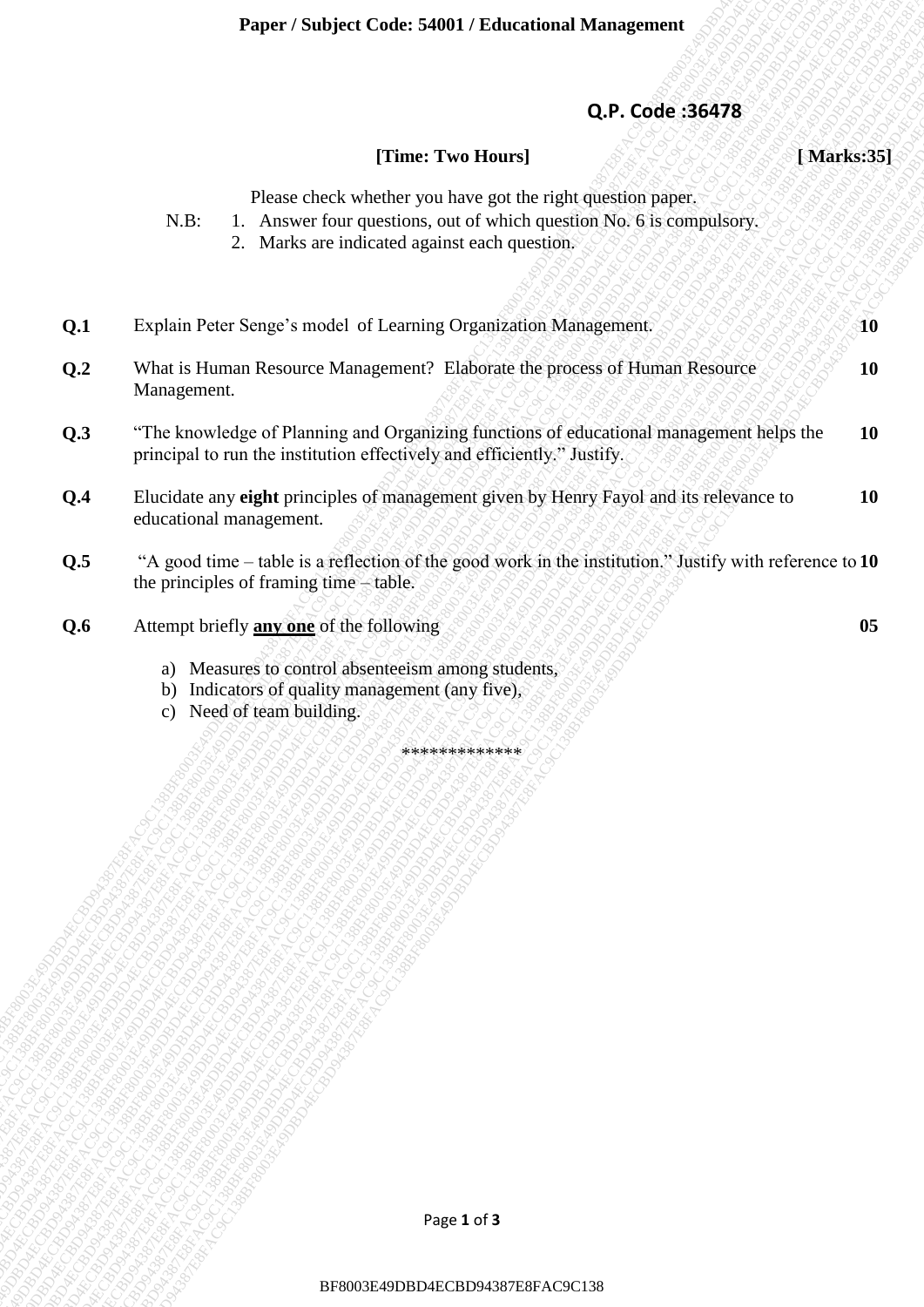**Paper / Subject Code: 54001 / Educational Management**

**Q.P. Code :36478**

**[Time: Two Hours]** **[ Marks:35]**

Please check whether you have got the right question paper.

N.B:
1. Answer four questions, out of which question No. 6 is compulsory.
2. Marks are indicated against each question.

| | | |
|---|---|---|
| **Q.1** | Explain Peter Senge's model of Learning Organization Management. | **10** |
| **Q.2** | What is Human Resource Management? Elaborate the process of Human Resource Management. | **10** |
| **Q.3** | "The knowledge of Planning and Organizing functions of educational management helps the principal to run the institution effectively and efficiently." Justify. | **10** |
| **Q.4** | Elucidate any **eight** principles of management given by Henry Fayol and its relevance to educational management. | **10** |
| **Q.5** | "A good time – table is a reflection of the good work in the institution." Justify with reference to the principles of framing time – table. | **10** |
| **Q.6** | Attempt briefly **any one** of the following | **05** |

a) Measures to control absenteeism among students,
b) Indicators of quality management (any five),
c) Need of team building.

*************

BF8003E49DBD4ECBD94387E8FAC9C138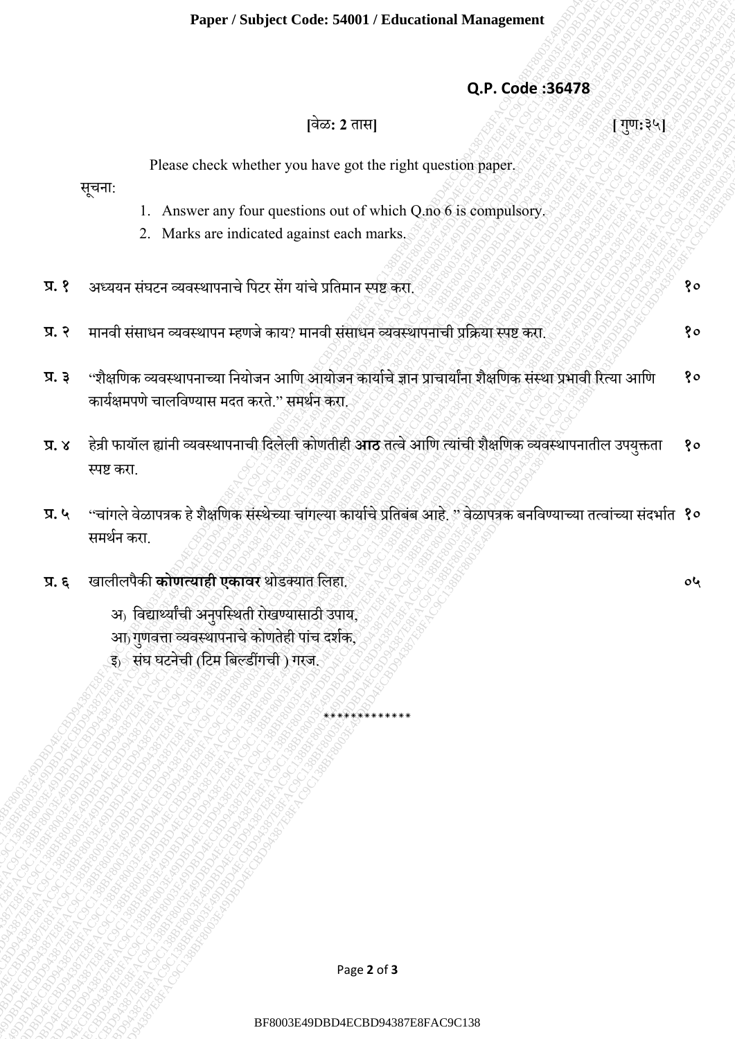**Paper / Subject Code: 54001 / Educational Management**

**Q.P. Code :36478**

**[वेळ: 2 तास]** **[ गुण:३५]**

Please check whether you have got the right question paper.

सूचना:

1. Answer any four questions out of which Q.no 6 is compulsory.
2. Marks are indicated against each marks.

**प्र. १** अध्ययन संघटन व्यवस्थापनाचे पिटर सेंग यांचे प्रतिमान स्पष्ट करा. **१०**

**प्र. २** मानवी संसाधन व्यवस्थापन म्हणजे काय? मानवी संसाधन व्यवस्थापनाची प्रक्रिया स्पष्ट करा. **१०**

**प्र. ३** "शैक्षणिक व्यवस्थापनाच्या नियोजन आणि आयोजन कार्याचे ज्ञान प्राचार्यांना शैक्षणिक संस्था प्रभावी रित्या आणि कार्यक्षमपणे चालविण्यास मदत करते." समर्थन करा. **१०**

**प्र. ४** हेन्री फायॉल ह्यांनी व्यवस्थापनाची दिलेली कोणतीही **आठ** तत्वे आणि त्यांची शैक्षणिक व्यवस्थापनातील उपयुक्तता स्पष्ट करा. **१०**

**प्र. ५** "चांगले वेळापत्रक हे शैक्षणिक संस्थेच्या चांगल्या कार्याचे प्रतिबिंब आहे. " वेळापत्रक बनविण्याच्या तत्वांच्या संदर्भात समर्थन करा. **१०**

**प्र. ६** खालीलपैकी **कोणत्याही एकावर** थोडक्यात लिहा. **०५**

अ) विद्यार्थ्यांची अनुपस्थिती रोखण्यासाठी उपाय,
आ) गुणवत्ता व्यवस्थापनाचे कोणतेही पांच दर्शक,
इ) संघ घटनेची (टिम बिल्डींगची ) गरज.

*************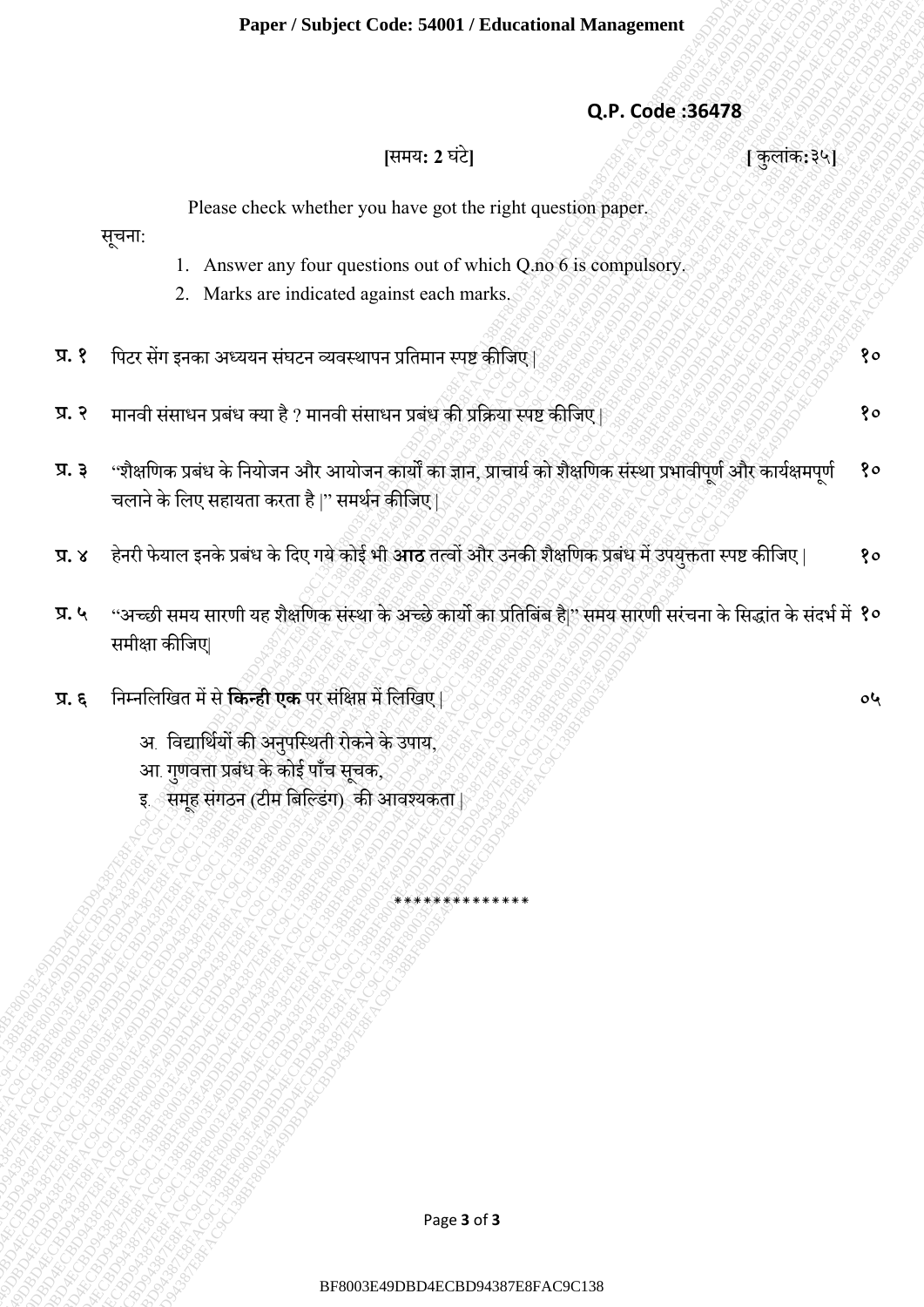**Q.P. Code :36478**

[समय: 2 घंटे] [ कुलांक:३५]

Please check whether you have got the right question paper.

सूचना:

1. Answer any four questions out of which Q.no 6 is compulsory.
2. Marks are indicated against each marks.

**प्र. १** पिटर सेंग इनका अध्ययन संघटन व्यवस्थापन प्रतिमान स्पष्ट कीजिए | **१०**

**प्र. २** मानवी संसाधन प्रबंध क्या है ? मानवी संसाधन प्रबंध की प्रक्रिया स्पष्ट कीजिए | **१०**

**प्र. ३** "शैक्षणिक प्रबंध के नियोजन और आयोजन कार्यों का ज्ञान, प्राचार्य को शैक्षणिक संस्था प्रभावीपूर्ण और कार्यक्षमपूर्ण चलाने के लिए सहायता करता है |" समर्थन कीजिए | **१०**

**प्र. ४** हेनरी फेयाल इनके प्रबंध के दिए गये कोई भी **आठ** तत्वों और उनकी शैक्षणिक प्रबंध में उपयुक्तता स्पष्ट कीजिए | **१०**

**प्र. ५** "अच्छी समय सारणी यह शैक्षणिक संस्था के अच्छे कार्यों का प्रतिबिंब है|" समय सारणी संरचना के सिद्धांत के संदर्भ में समीक्षा कीजिए| **१०**

**प्र. ६** निम्नलिखित में से **किन्ही एक** पर संक्षिप्त में लिखिए | **०५**

अ. विद्यार्थियों की अनुपस्थिती रोकने के उपाय,

आ. गुणवत्ता प्रबंध के कोई पाँच सूचक,

इ. समूह संगठन (टीम बिल्डिंग) की आवश्यकता |

**************